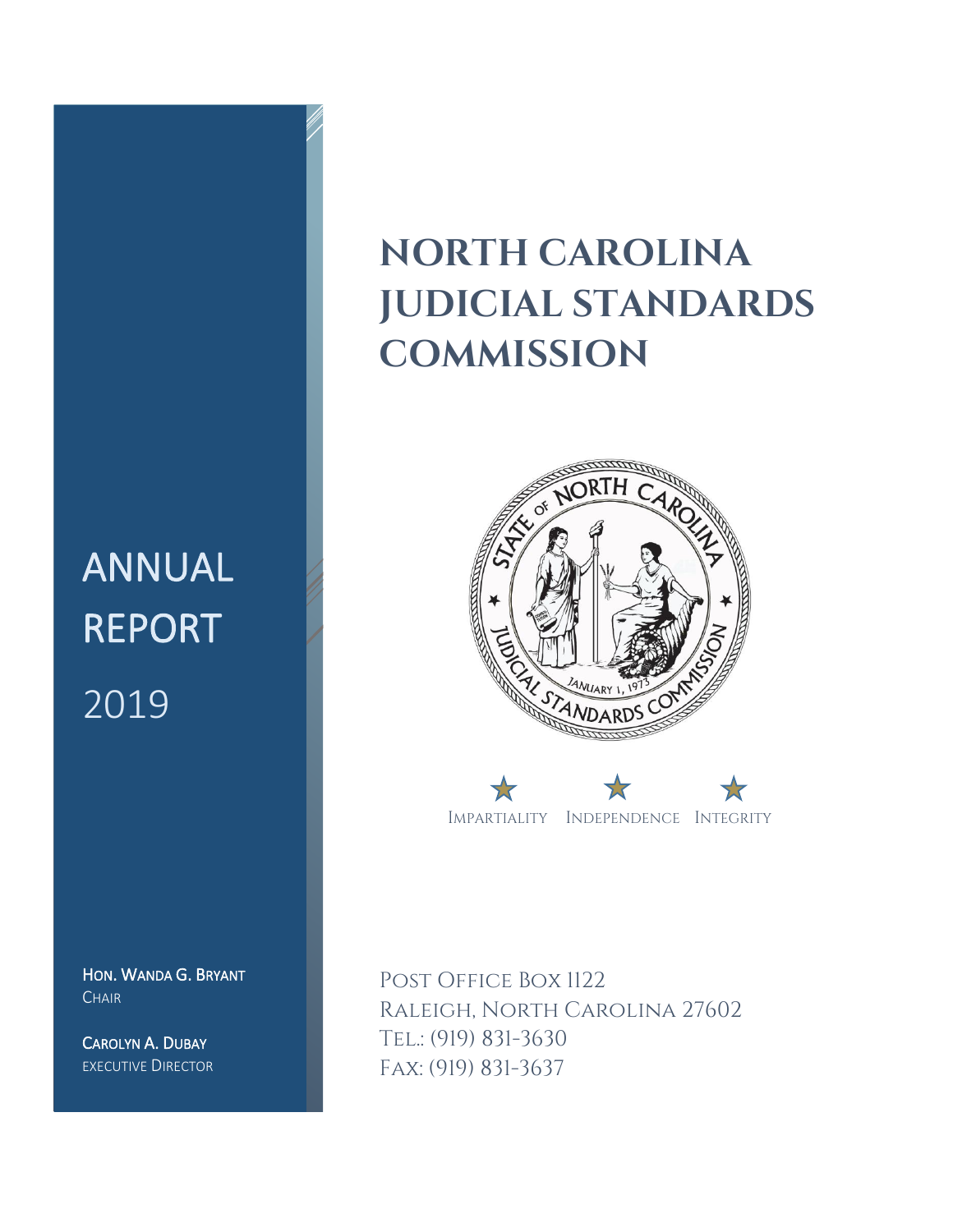# NORTH CAROLINA JUDICIAL STANDARDS COMMISSION

## ANNUAL REPORT 2019

IMPARTIALITY INDEPENDENCE INTEGRITY

**HON. WANDA G. BRYANT**
CHAIR

**CAROLYN A. DUBAY**
EXECUTIVE DIRECTOR

POST OFFICE BOX 1122
RALEIGH, NORTH CAROLINA 27602
TEL.: (919) 831-3630
FAX: (919) 831-3637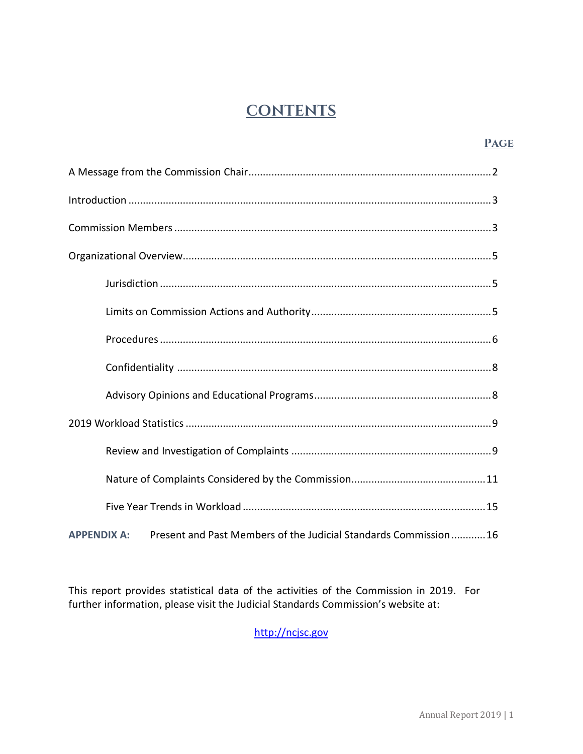# CONTENTS

| | **PAGE** |
|---|---|
| A Message from the Commission Chair | 2 |
| Introduction | 3 |
| Commission Members | 3 |
| Organizational Overview | 5 |
| Jurisdiction | 5 |
| Limits on Commission Actions and Authority | 5 |
| Procedures | 6 |
| Confidentiality | 8 |
| Advisory Opinions and Educational Programs | 8 |
| 2019 Workload Statistics | 9 |
| Review and Investigation of Complaints | 9 |
| Nature of Complaints Considered by the Commission | 11 |
| Five Year Trends in Workload | 15 |
| **APPENDIX A:** Present and Past Members of the Judicial Standards Commission | 16 |

This report provides statistical data of the activities of the Commission in 2019. For further information, please visit the Judicial Standards Commission's website at:

http://ncjsc.gov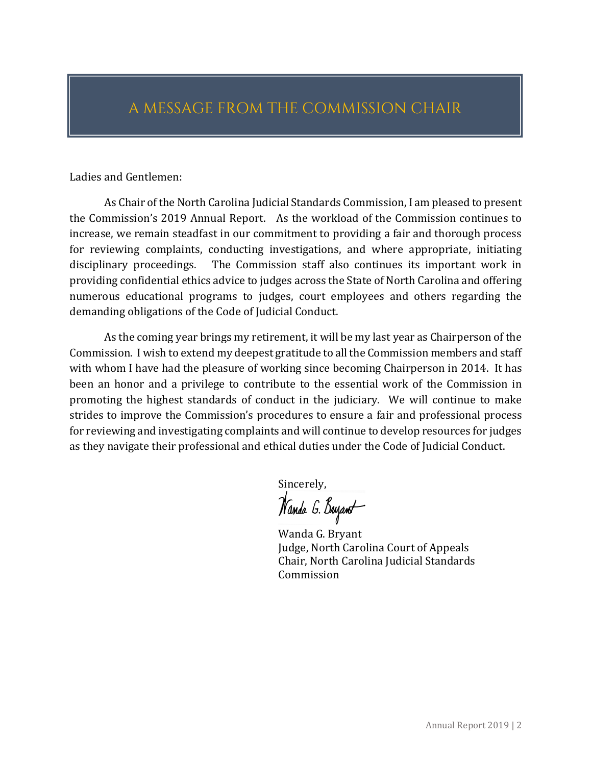# A MESSAGE FROM THE COMMISSION CHAIR

Ladies and Gentlemen:

As Chair of the North Carolina Judicial Standards Commission, I am pleased to present the Commission's 2019 Annual Report. As the workload of the Commission continues to increase, we remain steadfast in our commitment to providing a fair and thorough process for reviewing complaints, conducting investigations, and where appropriate, initiating disciplinary proceedings. The Commission staff also continues its important work in providing confidential ethics advice to judges across the State of North Carolina and offering numerous educational programs to judges, court employees and others regarding the demanding obligations of the Code of Judicial Conduct.

As the coming year brings my retirement, it will be my last year as Chairperson of the Commission. I wish to extend my deepest gratitude to all the Commission members and staff with whom I have had the pleasure of working since becoming Chairperson in 2014. It has been an honor and a privilege to contribute to the essential work of the Commission in promoting the highest standards of conduct in the judiciary. We will continue to make strides to improve the Commission's procedures to ensure a fair and professional process for reviewing and investigating complaints and will continue to develop resources for judges as they navigate their professional and ethical duties under the Code of Judicial Conduct.

Sincerely,

Wanda G. Bryant
Judge, North Carolina Court of Appeals
Chair, North Carolina Judicial Standards Commission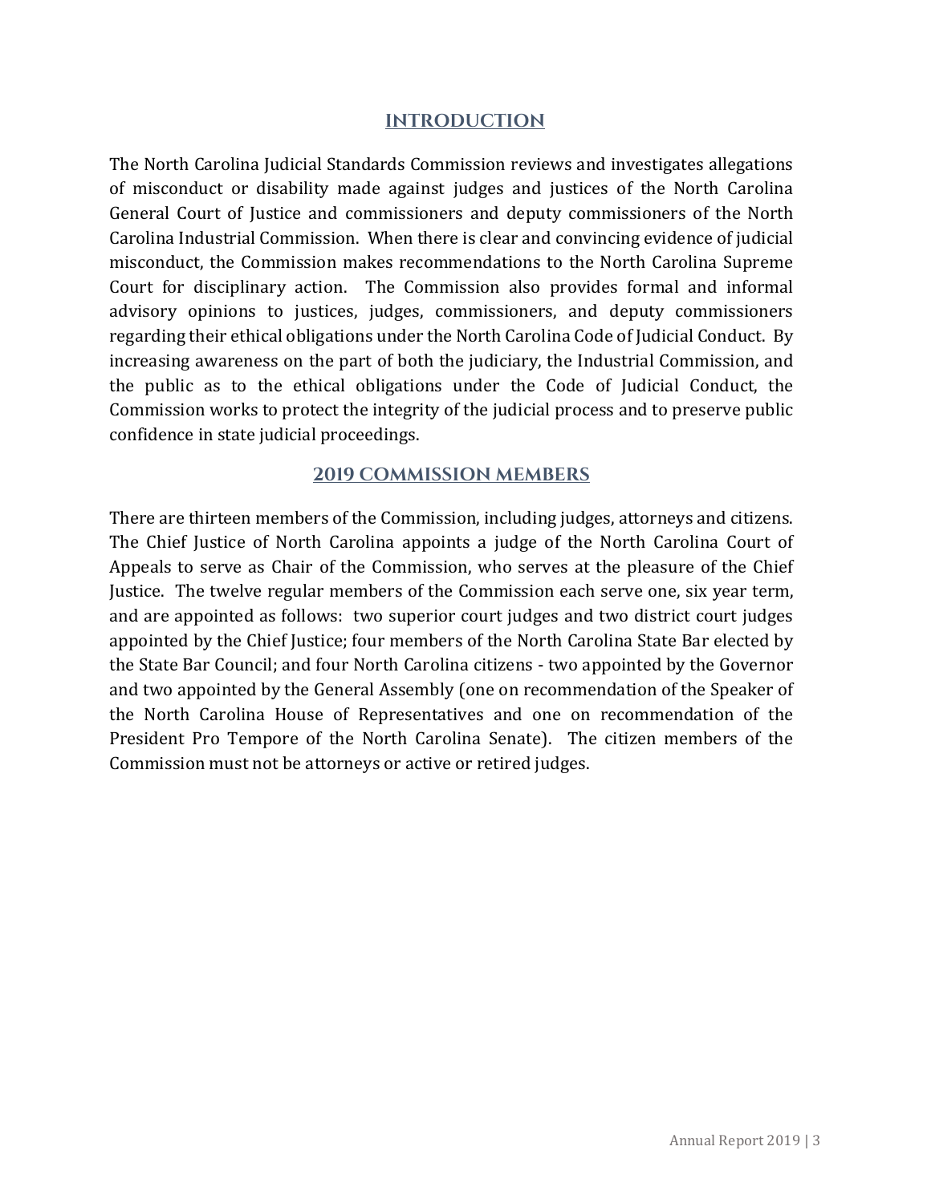## INTRODUCTION

The North Carolina Judicial Standards Commission reviews and investigates allegations of misconduct or disability made against judges and justices of the North Carolina General Court of Justice and commissioners and deputy commissioners of the North Carolina Industrial Commission. When there is clear and convincing evidence of judicial misconduct, the Commission makes recommendations to the North Carolina Supreme Court for disciplinary action. The Commission also provides formal and informal advisory opinions to justices, judges, commissioners, and deputy commissioners regarding their ethical obligations under the North Carolina Code of Judicial Conduct. By increasing awareness on the part of both the judiciary, the Industrial Commission, and the public as to the ethical obligations under the Code of Judicial Conduct, the Commission works to protect the integrity of the judicial process and to preserve public confidence in state judicial proceedings.

## 2019 COMMISSION MEMBERS

There are thirteen members of the Commission, including judges, attorneys and citizens. The Chief Justice of North Carolina appoints a judge of the North Carolina Court of Appeals to serve as Chair of the Commission, who serves at the pleasure of the Chief Justice. The twelve regular members of the Commission each serve one, six year term, and are appointed as follows: two superior court judges and two district court judges appointed by the Chief Justice; four members of the North Carolina State Bar elected by the State Bar Council; and four North Carolina citizens - two appointed by the Governor and two appointed by the General Assembly (one on recommendation of the Speaker of the North Carolina House of Representatives and one on recommendation of the President Pro Tempore of the North Carolina Senate). The citizen members of the Commission must not be attorneys or active or retired judges.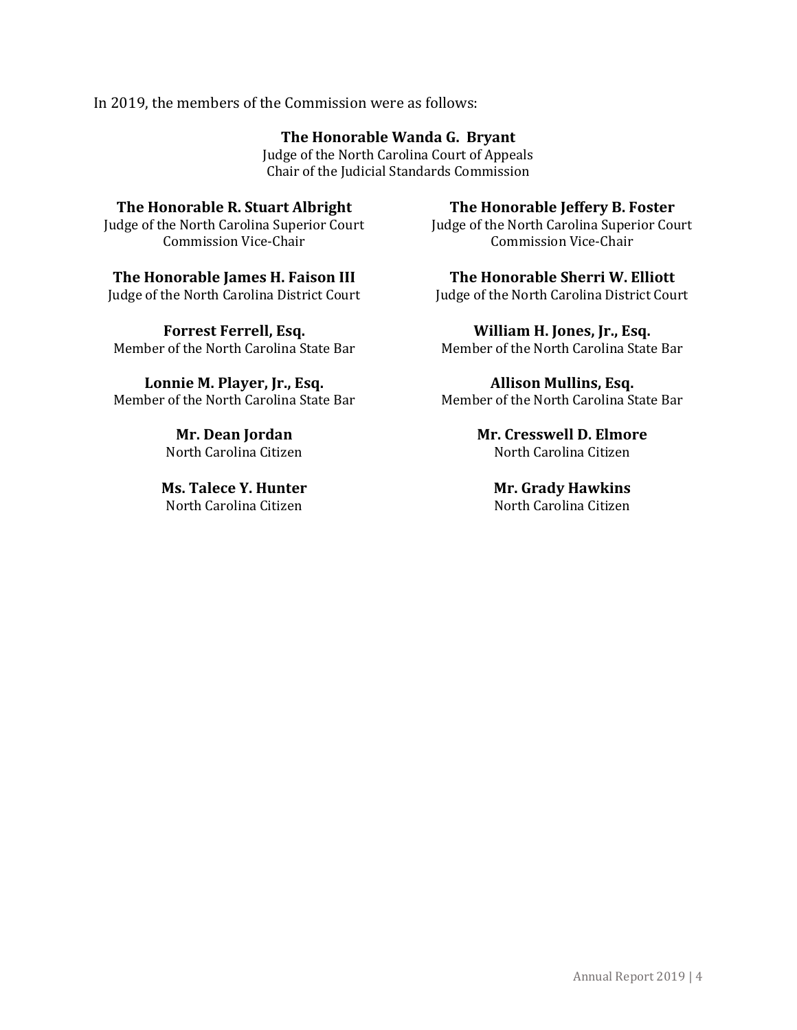In 2019, the members of the Commission were as follows:

**The Honorable Wanda G. Bryant**
Judge of the North Carolina Court of Appeals
Chair of the Judicial Standards Commission

**The Honorable R. Stuart Albright**
Judge of the North Carolina Superior Court
Commission Vice-Chair

**The Honorable Jeffery B. Foster**
Judge of the North Carolina Superior Court
Commission Vice-Chair

**The Honorable James H. Faison III**
Judge of the North Carolina District Court

**The Honorable Sherri W. Elliott**
Judge of the North Carolina District Court

**Forrest Ferrell, Esq.**
Member of the North Carolina State Bar

**William H. Jones, Jr., Esq.**
Member of the North Carolina State Bar

**Lonnie M. Player, Jr., Esq.**
Member of the North Carolina State Bar

**Allison Mullins, Esq.**
Member of the North Carolina State Bar

**Mr. Dean Jordan**
North Carolina Citizen

**Mr. Cresswell D. Elmore**
North Carolina Citizen

**Ms. Talece Y. Hunter**
North Carolina Citizen

**Mr. Grady Hawkins**
North Carolina Citizen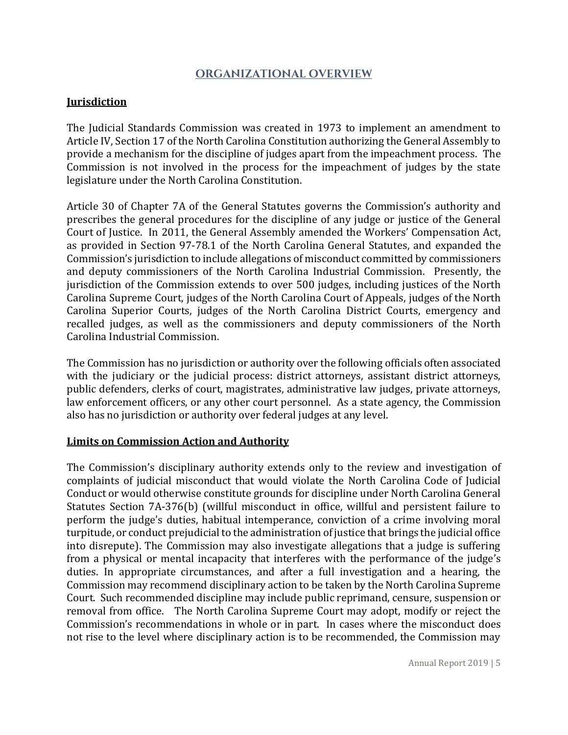## ORGANIZATIONAL OVERVIEW

**Jurisdiction**

The Judicial Standards Commission was created in 1973 to implement an amendment to Article IV, Section 17 of the North Carolina Constitution authorizing the General Assembly to provide a mechanism for the discipline of judges apart from the impeachment process. The Commission is not involved in the process for the impeachment of judges by the state legislature under the North Carolina Constitution.

Article 30 of Chapter 7A of the General Statutes governs the Commission's authority and prescribes the general procedures for the discipline of any judge or justice of the General Court of Justice. In 2011, the General Assembly amended the Workers' Compensation Act, as provided in Section 97-78.1 of the North Carolina General Statutes, and expanded the Commission's jurisdiction to include allegations of misconduct committed by commissioners and deputy commissioners of the North Carolina Industrial Commission. Presently, the jurisdiction of the Commission extends to over 500 judges, including justices of the North Carolina Supreme Court, judges of the North Carolina Court of Appeals, judges of the North Carolina Superior Courts, judges of the North Carolina District Courts, emergency and recalled judges, as well as the commissioners and deputy commissioners of the North Carolina Industrial Commission.

The Commission has no jurisdiction or authority over the following officials often associated with the judiciary or the judicial process: district attorneys, assistant district attorneys, public defenders, clerks of court, magistrates, administrative law judges, private attorneys, law enforcement officers, or any other court personnel. As a state agency, the Commission also has no jurisdiction or authority over federal judges at any level.

**Limits on Commission Action and Authority**

The Commission's disciplinary authority extends only to the review and investigation of complaints of judicial misconduct that would violate the North Carolina Code of Judicial Conduct or would otherwise constitute grounds for discipline under North Carolina General Statutes Section 7A-376(b) (willful misconduct in office, willful and persistent failure to perform the judge's duties, habitual intemperance, conviction of a crime involving moral turpitude, or conduct prejudicial to the administration of justice that brings the judicial office into disrepute). The Commission may also investigate allegations that a judge is suffering from a physical or mental incapacity that interferes with the performance of the judge's duties. In appropriate circumstances, and after a full investigation and a hearing, the Commission may recommend disciplinary action to be taken by the North Carolina Supreme Court. Such recommended discipline may include public reprimand, censure, suspension or removal from office. The North Carolina Supreme Court may adopt, modify or reject the Commission's recommendations in whole or in part. In cases where the misconduct does not rise to the level where disciplinary action is to be recommended, the Commission may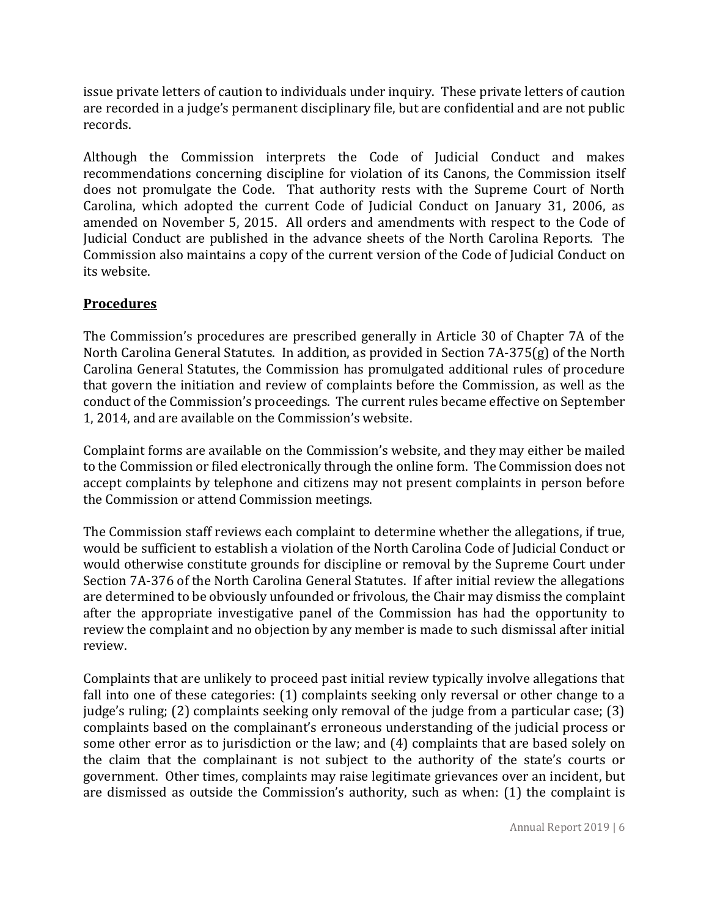issue private letters of caution to individuals under inquiry. These private letters of caution are recorded in a judge's permanent disciplinary file, but are confidential and are not public records.

Although the Commission interprets the Code of Judicial Conduct and makes recommendations concerning discipline for violation of its Canons, the Commission itself does not promulgate the Code. That authority rests with the Supreme Court of North Carolina, which adopted the current Code of Judicial Conduct on January 31, 2006, as amended on November 5, 2015. All orders and amendments with respect to the Code of Judicial Conduct are published in the advance sheets of the North Carolina Reports. The Commission also maintains a copy of the current version of the Code of Judicial Conduct on its website.

## Procedures

The Commission's procedures are prescribed generally in Article 30 of Chapter 7A of the North Carolina General Statutes. In addition, as provided in Section 7A-375(g) of the North Carolina General Statutes, the Commission has promulgated additional rules of procedure that govern the initiation and review of complaints before the Commission, as well as the conduct of the Commission's proceedings. The current rules became effective on September 1, 2014, and are available on the Commission's website.

Complaint forms are available on the Commission's website, and they may either be mailed to the Commission or filed electronically through the online form. The Commission does not accept complaints by telephone and citizens may not present complaints in person before the Commission or attend Commission meetings.

The Commission staff reviews each complaint to determine whether the allegations, if true, would be sufficient to establish a violation of the North Carolina Code of Judicial Conduct or would otherwise constitute grounds for discipline or removal by the Supreme Court under Section 7A-376 of the North Carolina General Statutes. If after initial review the allegations are determined to be obviously unfounded or frivolous, the Chair may dismiss the complaint after the appropriate investigative panel of the Commission has had the opportunity to review the complaint and no objection by any member is made to such dismissal after initial review.

Complaints that are unlikely to proceed past initial review typically involve allegations that fall into one of these categories: (1) complaints seeking only reversal or other change to a judge's ruling; (2) complaints seeking only removal of the judge from a particular case; (3) complaints based on the complainant's erroneous understanding of the judicial process or some other error as to jurisdiction or the law; and (4) complaints that are based solely on the claim that the complainant is not subject to the authority of the state's courts or government. Other times, complaints may raise legitimate grievances over an incident, but are dismissed as outside the Commission's authority, such as when: (1) the complaint is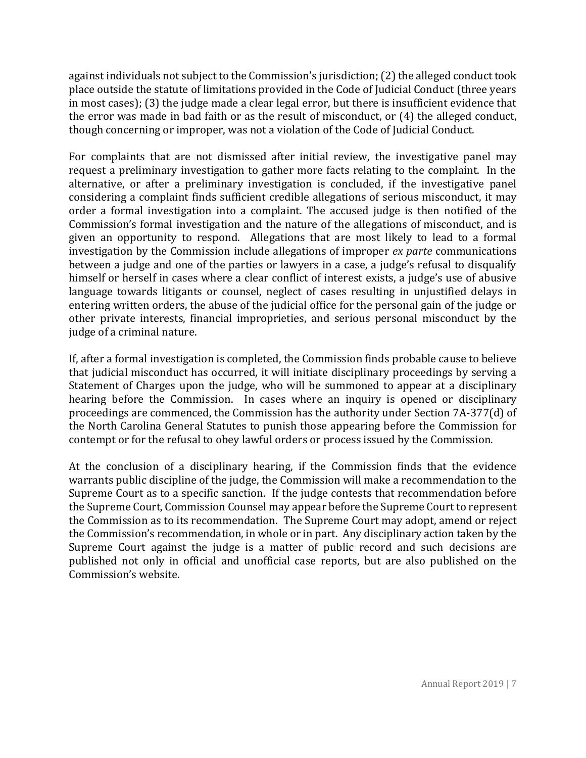against individuals not subject to the Commission's jurisdiction; (2) the alleged conduct took place outside the statute of limitations provided in the Code of Judicial Conduct (three years in most cases); (3) the judge made a clear legal error, but there is insufficient evidence that the error was made in bad faith or as the result of misconduct, or (4) the alleged conduct, though concerning or improper, was not a violation of the Code of Judicial Conduct.

For complaints that are not dismissed after initial review, the investigative panel may request a preliminary investigation to gather more facts relating to the complaint. In the alternative, or after a preliminary investigation is concluded, if the investigative panel considering a complaint finds sufficient credible allegations of serious misconduct, it may order a formal investigation into a complaint. The accused judge is then notified of the Commission's formal investigation and the nature of the allegations of misconduct, and is given an opportunity to respond. Allegations that are most likely to lead to a formal investigation by the Commission include allegations of improper *ex parte* communications between a judge and one of the parties or lawyers in a case, a judge's refusal to disqualify himself or herself in cases where a clear conflict of interest exists, a judge's use of abusive language towards litigants or counsel, neglect of cases resulting in unjustified delays in entering written orders, the abuse of the judicial office for the personal gain of the judge or other private interests, financial improprieties, and serious personal misconduct by the judge of a criminal nature.

If, after a formal investigation is completed, the Commission finds probable cause to believe that judicial misconduct has occurred, it will initiate disciplinary proceedings by serving a Statement of Charges upon the judge, who will be summoned to appear at a disciplinary hearing before the Commission. In cases where an inquiry is opened or disciplinary proceedings are commenced, the Commission has the authority under Section 7A-377(d) of the North Carolina General Statutes to punish those appearing before the Commission for contempt or for the refusal to obey lawful orders or process issued by the Commission.

At the conclusion of a disciplinary hearing, if the Commission finds that the evidence warrants public discipline of the judge, the Commission will make a recommendation to the Supreme Court as to a specific sanction. If the judge contests that recommendation before the Supreme Court, Commission Counsel may appear before the Supreme Court to represent the Commission as to its recommendation. The Supreme Court may adopt, amend or reject the Commission's recommendation, in whole or in part. Any disciplinary action taken by the Supreme Court against the judge is a matter of public record and such decisions are published not only in official and unofficial case reports, but are also published on the Commission's website.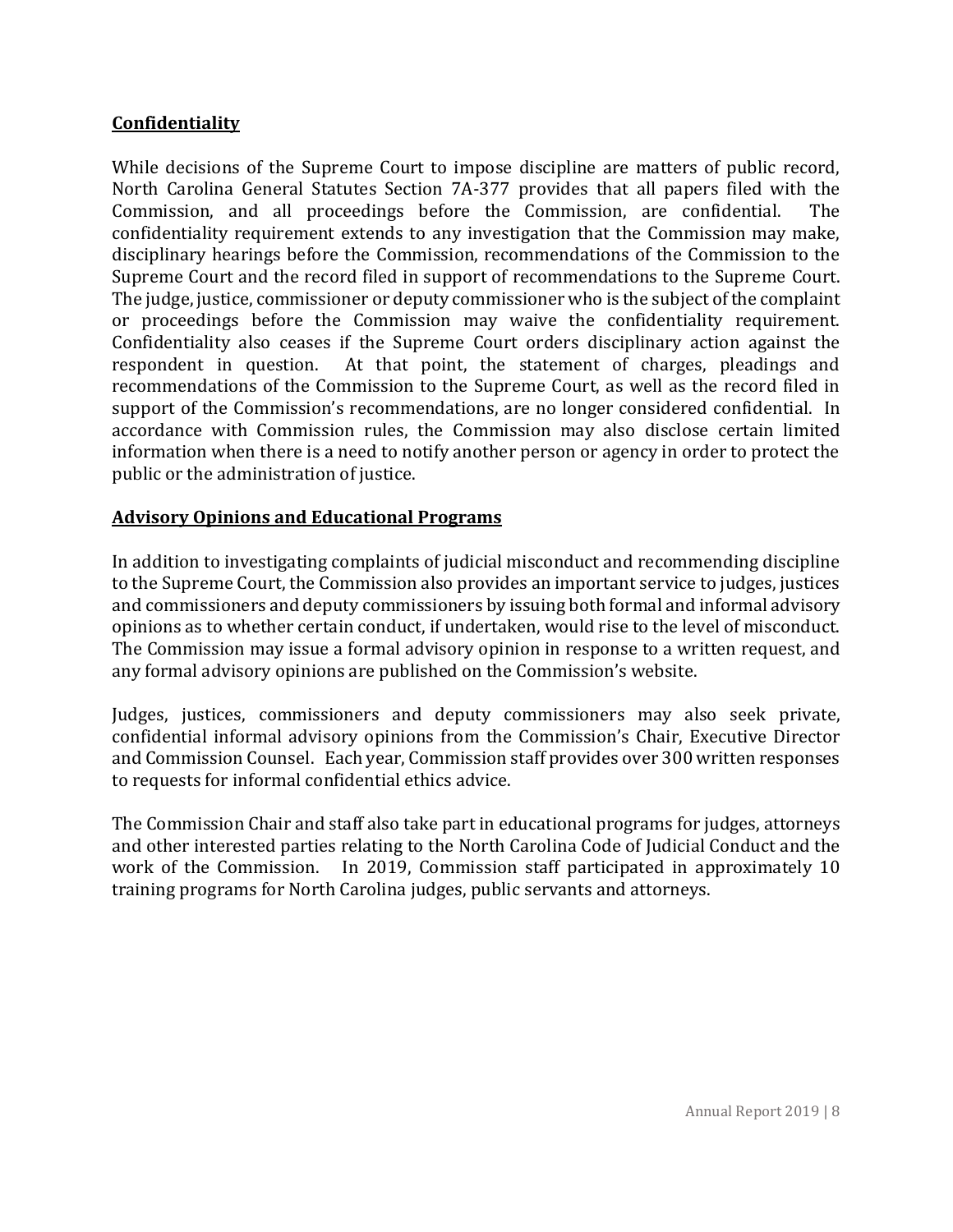## Confidentiality

While decisions of the Supreme Court to impose discipline are matters of public record, North Carolina General Statutes Section 7A-377 provides that all papers filed with the Commission, and all proceedings before the Commission, are confidential. The confidentiality requirement extends to any investigation that the Commission may make, disciplinary hearings before the Commission, recommendations of the Commission to the Supreme Court and the record filed in support of recommendations to the Supreme Court. The judge, justice, commissioner or deputy commissioner who is the subject of the complaint or proceedings before the Commission may waive the confidentiality requirement. Confidentiality also ceases if the Supreme Court orders disciplinary action against the respondent in question. At that point, the statement of charges, pleadings and recommendations of the Commission to the Supreme Court, as well as the record filed in support of the Commission's recommendations, are no longer considered confidential. In accordance with Commission rules, the Commission may also disclose certain limited information when there is a need to notify another person or agency in order to protect the public or the administration of justice.

## Advisory Opinions and Educational Programs

In addition to investigating complaints of judicial misconduct and recommending discipline to the Supreme Court, the Commission also provides an important service to judges, justices and commissioners and deputy commissioners by issuing both formal and informal advisory opinions as to whether certain conduct, if undertaken, would rise to the level of misconduct. The Commission may issue a formal advisory opinion in response to a written request, and any formal advisory opinions are published on the Commission's website.

Judges, justices, commissioners and deputy commissioners may also seek private, confidential informal advisory opinions from the Commission's Chair, Executive Director and Commission Counsel. Each year, Commission staff provides over 300 written responses to requests for informal confidential ethics advice.

The Commission Chair and staff also take part in educational programs for judges, attorneys and other interested parties relating to the North Carolina Code of Judicial Conduct and the work of the Commission. In 2019, Commission staff participated in approximately 10 training programs for North Carolina judges, public servants and attorneys.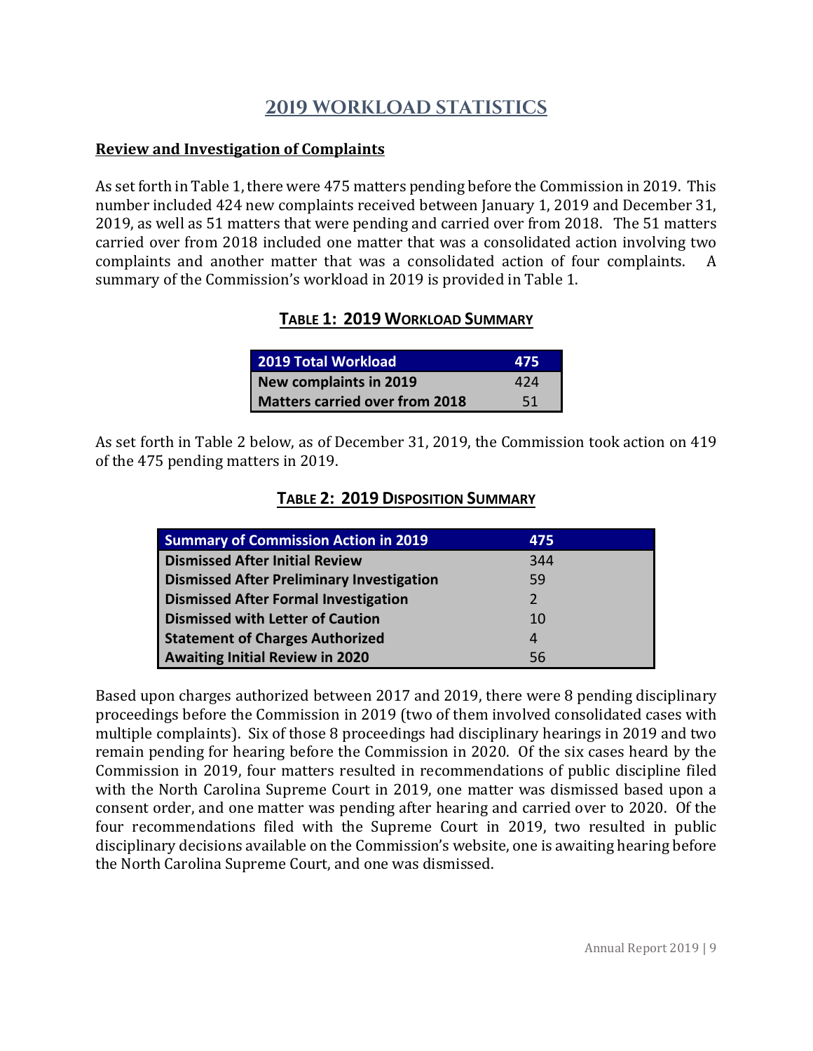# 2019 WORKLOAD STATISTICS

**Review and Investigation of Complaints**

As set forth in Table 1, there were 475 matters pending before the Commission in 2019. This number included 424 new complaints received between January 1, 2019 and December 31, 2019, as well as 51 matters that were pending and carried over from 2018. The 51 matters carried over from 2018 included one matter that was a consolidated action involving two complaints and another matter that was a consolidated action of four complaints. A summary of the Commission's workload in 2019 is provided in Table 1.

**TABLE 1: 2019 WORKLOAD SUMMARY**

| 2019 Total Workload | 475 |
|---|---|
| New complaints in 2019 | 424 |
| Matters carried over from 2018 | 51 |

As set forth in Table 2 below, as of December 31, 2019, the Commission took action on 419 of the 475 pending matters in 2019.

**TABLE 2: 2019 DISPOSITION SUMMARY**

| Summary of Commission Action in 2019 | 475 |
|---|---|
| Dismissed After Initial Review | 344 |
| Dismissed After Preliminary Investigation | 59 |
| Dismissed After Formal Investigation | 2 |
| Dismissed with Letter of Caution | 10 |
| Statement of Charges Authorized | 4 |
| Awaiting Initial Review in 2020 | 56 |

Based upon charges authorized between 2017 and 2019, there were 8 pending disciplinary proceedings before the Commission in 2019 (two of them involved consolidated cases with multiple complaints). Six of those 8 proceedings had disciplinary hearings in 2019 and two remain pending for hearing before the Commission in 2020. Of the six cases heard by the Commission in 2019, four matters resulted in recommendations of public discipline filed with the North Carolina Supreme Court in 2019, one matter was dismissed based upon a consent order, and one matter was pending after hearing and carried over to 2020. Of the four recommendations filed with the Supreme Court in 2019, two resulted in public disciplinary decisions available on the Commission's website, one is awaiting hearing before the North Carolina Supreme Court, and one was dismissed.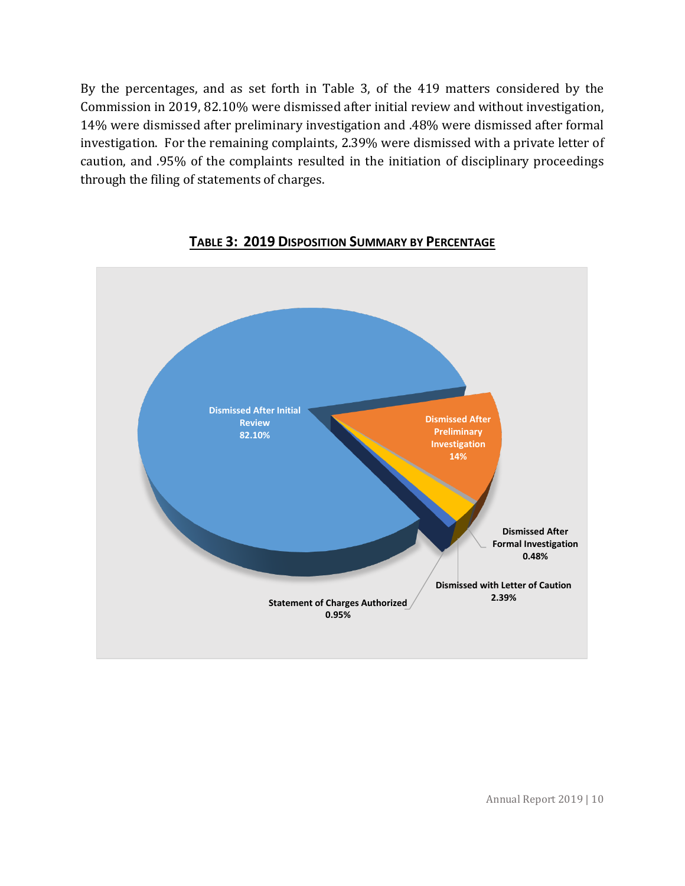By the percentages, and as set forth in Table 3, of the 419 matters considered by the Commission in 2019, 82.10% were dismissed after initial review and without investigation, 14% were dismissed after preliminary investigation and .48% were dismissed after formal investigation. For the remaining complaints, 2.39% were dismissed with a private letter of caution, and .95% of the complaints resulted in the initiation of disciplinary proceedings through the filing of statements of charges.

**TABLE 3: 2019 DISPOSITION SUMMARY BY PERCENTAGE**

| Disposition | Percentage |
|---|---|
| Dismissed After Initial Review | 82.10% |
| Dismissed After Preliminary Investigation | 14% |
| Dismissed After Formal Investigation | 0.48% |
| Dismissed with Letter of Caution | 2.39% |
| Statement of Charges Authorized | 0.95% |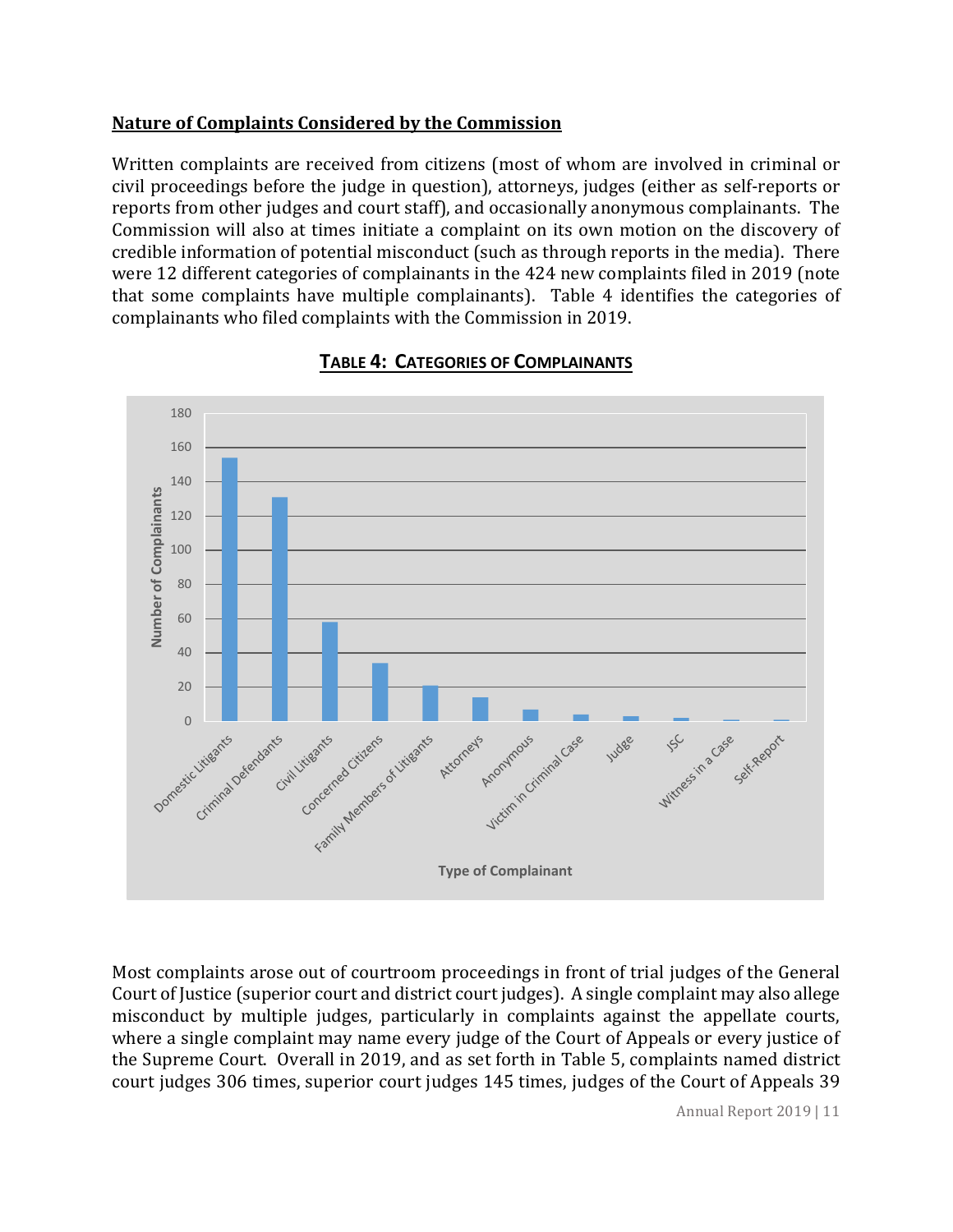**Nature of Complaints Considered by the Commission**

Written complaints are received from citizens (most of whom are involved in criminal or civil proceedings before the judge in question), attorneys, judges (either as self-reports or reports from other judges and court staff), and occasionally anonymous complainants. The Commission will also at times initiate a complaint on its own motion on the discovery of credible information of potential misconduct (such as through reports in the media). There were 12 different categories of complainants in the 424 new complaints filed in 2019 (note that some complaints have multiple complainants). Table 4 identifies the categories of complainants who filed complaints with the Commission in 2019.

**TABLE 4: CATEGORIES OF COMPLAINANTS**

| Type of Complainant | Number of Complainants (approx.) |
|---|---|
| Domestic Litigants | 154 |
| Criminal Defendants | 131 |
| Civil Litigants | 58 |
| Concerned Citizens | 34 |
| Family Members of Litigants | 21 |
| Attorneys | 14 |
| Anonymous | 7 |
| Victim in Criminal Case | 4 |
| Judge | 3 |
| JSC | 2 |
| Witness in a Case | 1 |
| Self-Report | 1 |

Most complaints arose out of courtroom proceedings in front of trial judges of the General Court of Justice (superior court and district court judges). A single complaint may also allege misconduct by multiple judges, particularly in complaints against the appellate courts, where a single complaint may name every judge of the Court of Appeals or every justice of the Supreme Court. Overall in 2019, and as set forth in Table 5, complaints named district court judges 306 times, superior court judges 145 times, judges of the Court of Appeals 39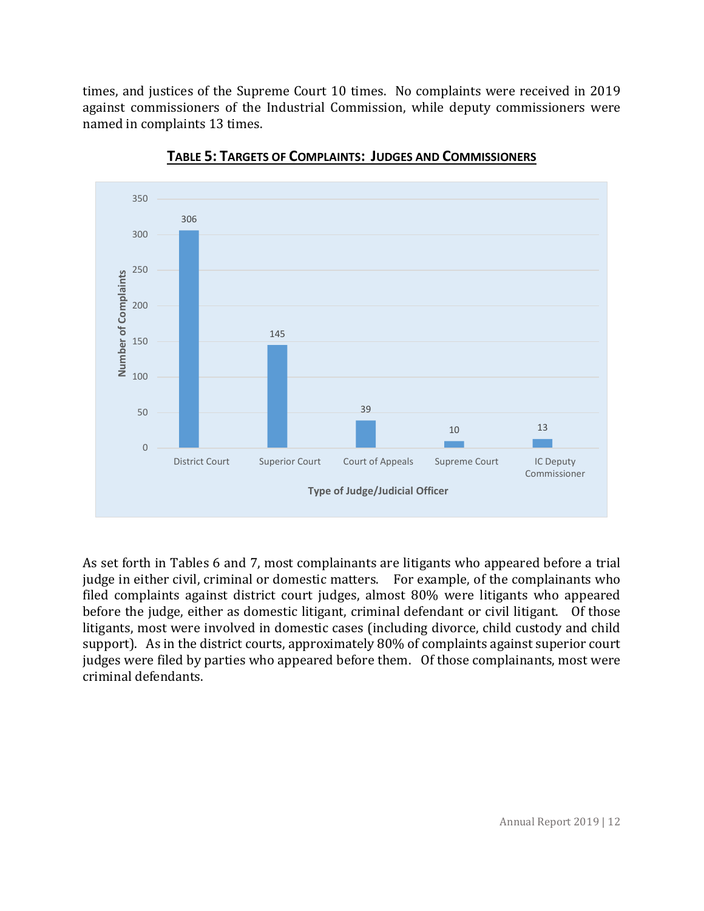times, and justices of the Supreme Court 10 times. No complaints were received in 2019 against commissioners of the Industrial Commission, while deputy commissioners were named in complaints 13 times.

**TABLE 5: TARGETS OF COMPLAINTS: JUDGES AND COMMISSIONERS**

| Type of Judge/Judicial Officer | Number of Complaints |
|---|---|
| District Court | 306 |
| Superior Court | 145 |
| Court of Appeals | 39 |
| Supreme Court | 10 |
| IC Deputy Commissioner | 13 |

As set forth in Tables 6 and 7, most complainants are litigants who appeared before a trial judge in either civil, criminal or domestic matters. For example, of the complainants who filed complaints against district court judges, almost 80% were litigants who appeared before the judge, either as domestic litigant, criminal defendant or civil litigant. Of those litigants, most were involved in domestic cases (including divorce, child custody and child support). As in the district courts, approximately 80% of complaints against superior court judges were filed by parties who appeared before them. Of those complainants, most were criminal defendants.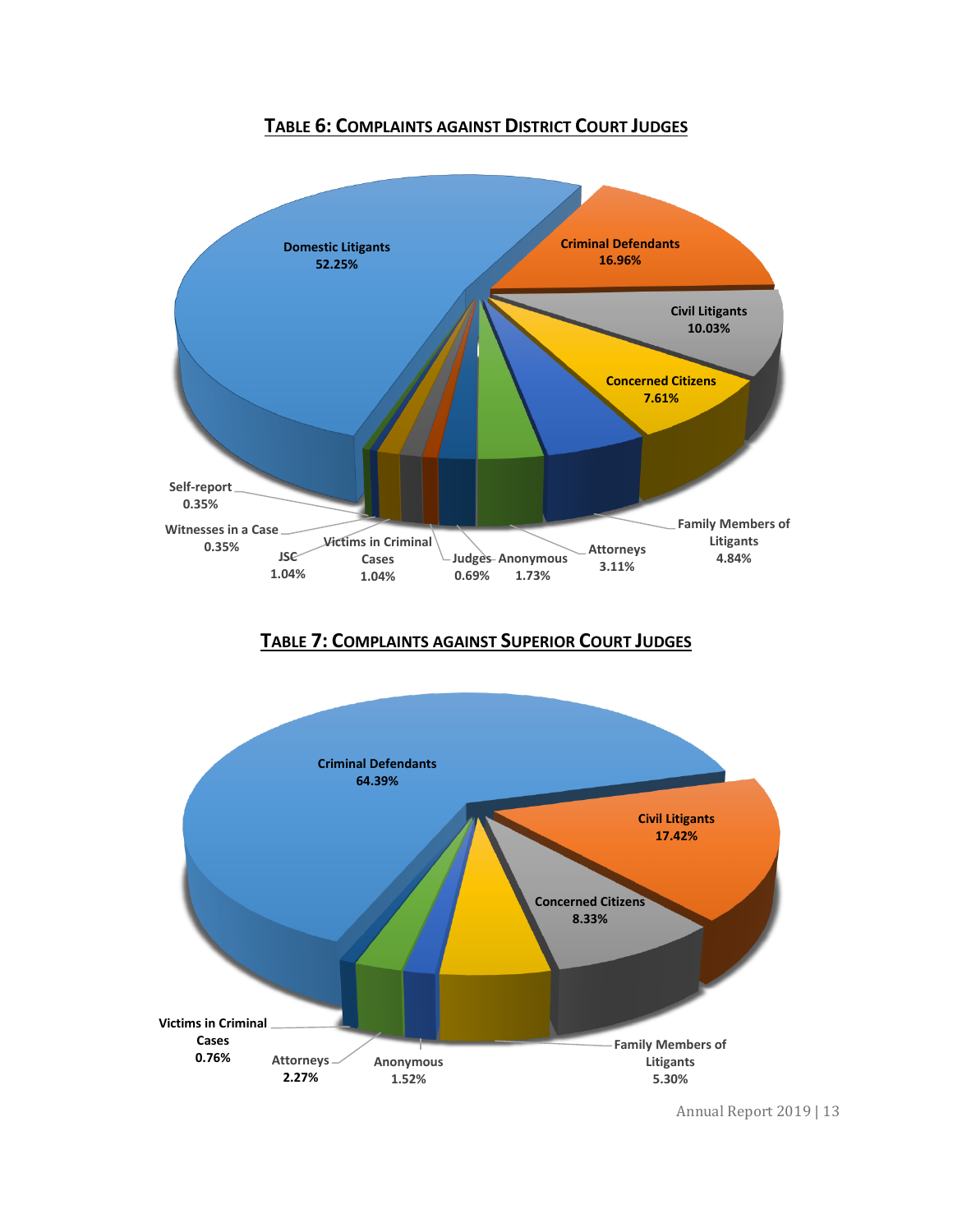## TABLE 6: COMPLAINTS AGAINST DISTRICT COURT JUDGES

| Category | Percentage |
|---|---|
| Domestic Litigants | 52.25% |
| Criminal Defendants | 16.96% |
| Civil Litigants | 10.03% |
| Concerned Citizens | 7.61% |
| Family Members of Litigants | 4.84% |
| Attorneys | 3.11% |
| Anonymous | 1.73% |
| Judges | 0.69% |
| Victims in Criminal Cases | 1.04% |
| JSC | 1.04% |
| Witnesses in a Case | 0.35% |
| Self-report | 0.35% |

## TABLE 7: COMPLAINTS AGAINST SUPERIOR COURT JUDGES

| Category | Percentage |
|---|---|
| Criminal Defendants | 64.39% |
| Civil Litigants | 17.42% |
| Concerned Citizens | 8.33% |
| Family Members of Litigants | 5.30% |
| Anonymous | 1.52% |
| Attorneys | 2.27% |
| Victims in Criminal Cases | 0.76% |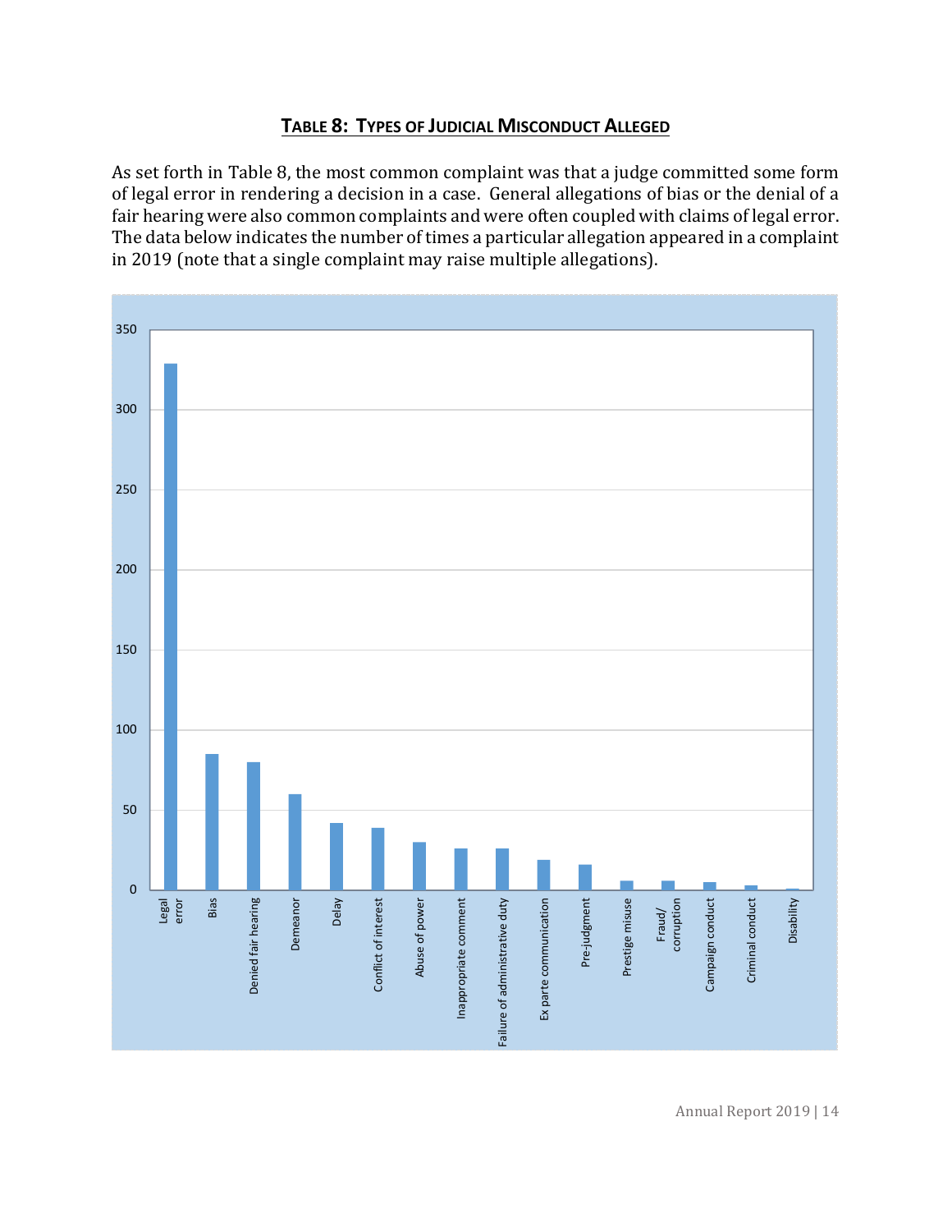## **Table 8: Types of Judicial Misconduct Alleged**

As set forth in Table 8, the most common complaint was that a judge committed some form of legal error in rendering a decision in a case. General allegations of bias or the denial of a fair hearing were also common complaints and were often coupled with claims of legal error. The data below indicates the number of times a particular allegation appeared in a complaint in 2019 (note that a single complaint may raise multiple allegations).

Y-axis: 0, 50, 100, 150, 200, 250, 300, 350

Categories: Legal error; Bias; Denied fair hearing; Demeanor; Delay; Conflict of interest; Abuse of power; Inappropriate comment; Failure of administrative duty; Ex parte communication; Pre-judgment; Prestige misuse; Fraud/corruption; Campaign conduct; Criminal conduct; Disability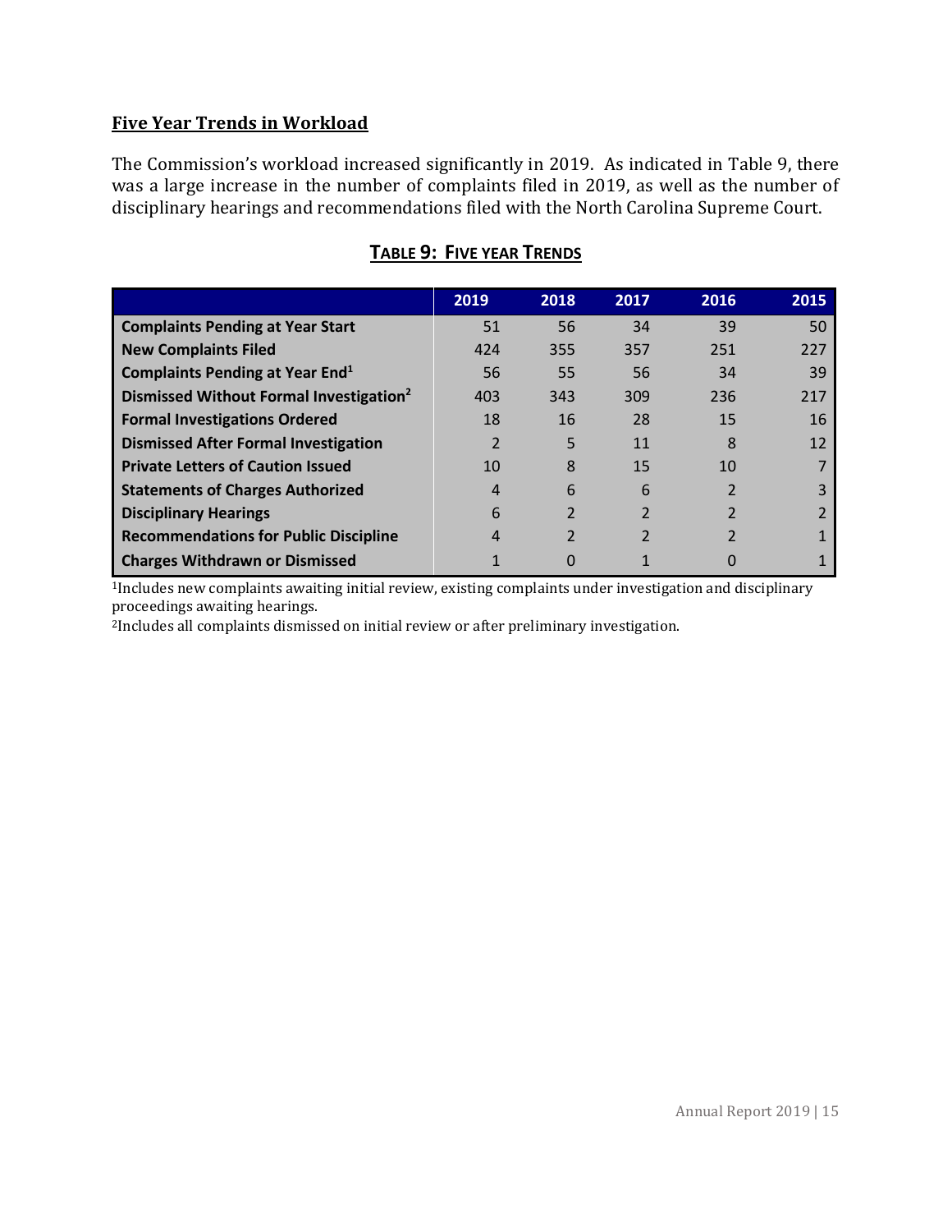## Five Year Trends in Workload

The Commission's workload increased significantly in 2019. As indicated in Table 9, there was a large increase in the number of complaints filed in 2019, as well as the number of disciplinary hearings and recommendations filed with the North Carolina Supreme Court.

### TABLE 9: FIVE YEAR TRENDS

| | 2019 | 2018 | 2017 | 2016 | 2015 |
|---|---|---|---|---|---|
| **Complaints Pending at Year Start** | 51 | 56 | 34 | 39 | 50 |
| **New Complaints Filed** | 424 | 355 | 357 | 251 | 227 |
| **Complaints Pending at Year End[1]** | 56 | 55 | 56 | 34 | 39 |
| **Dismissed Without Formal Investigation[2]** | 403 | 343 | 309 | 236 | 217 |
| **Formal Investigations Ordered** | 18 | 16 | 28 | 15 | 16 |
| **Dismissed After Formal Investigation** | 2 | 5 | 11 | 8 | 12 |
| **Private Letters of Caution Issued** | 10 | 8 | 15 | 10 | 7 |
| **Statements of Charges Authorized** | 4 | 6 | 6 | 2 | 3 |
| **Disciplinary Hearings** | 6 | 2 | 2 | 2 | 2 |
| **Recommendations for Public Discipline** | 4 | 2 | 2 | 2 | 1 |
| **Charges Withdrawn or Dismissed** | 1 | 0 | 1 | 0 | 1 |

[1]Includes new complaints awaiting initial review, existing complaints under investigation and disciplinary proceedings awaiting hearings.

[2]Includes all complaints dismissed on initial review or after preliminary investigation.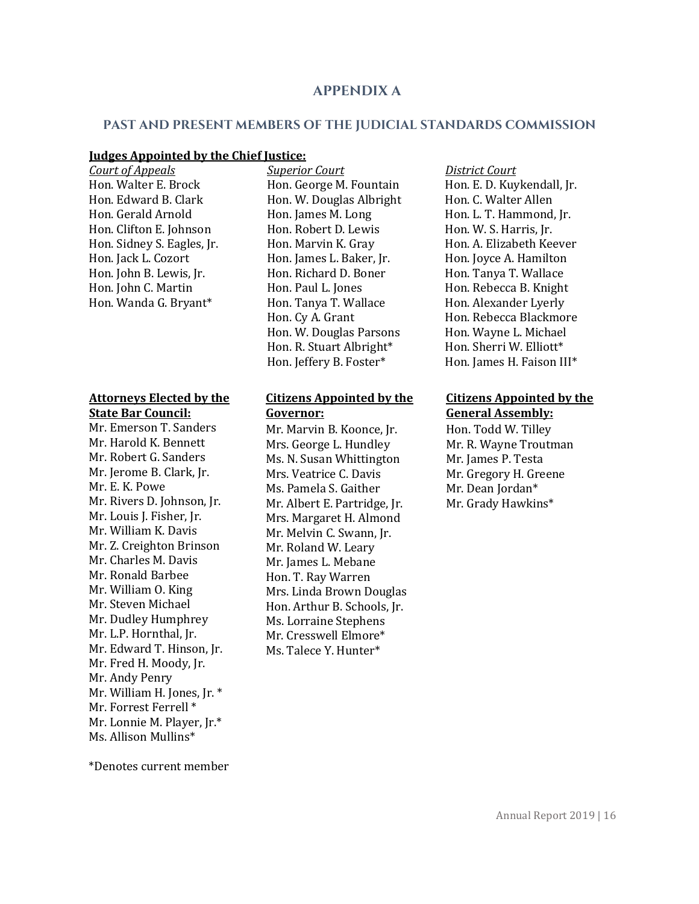# APPENDIX A

## PAST AND PRESENT MEMBERS OF THE JUDICIAL STANDARDS COMMISSION

**Judges Appointed by the Chief Justice:**

*Court of Appeals*

Hon. Walter E. Brock
Hon. Edward B. Clark
Hon. Gerald Arnold
Hon. Clifton E. Johnson
Hon. Sidney S. Eagles, Jr.
Hon. Jack L. Cozort
Hon. John B. Lewis, Jr.
Hon. John C. Martin
Hon. Wanda G. Bryant*

*Superior Court*

Hon. George M. Fountain
Hon. W. Douglas Albright
Hon. James M. Long
Hon. Robert D. Lewis
Hon. Marvin K. Gray
Hon. James L. Baker, Jr.
Hon. Richard D. Boner
Hon. Paul L. Jones
Hon. Tanya T. Wallace
Hon. Cy A. Grant
Hon. W. Douglas Parsons
Hon. R. Stuart Albright*
Hon. Jeffery B. Foster*

*District Court*

Hon. E. D. Kuykendall, Jr.
Hon. C. Walter Allen
Hon. L. T. Hammond, Jr.
Hon. W. S. Harris, Jr.
Hon. A. Elizabeth Keever
Hon. Joyce A. Hamilton
Hon. Tanya T. Wallace
Hon. Rebecca B. Knight
Hon. Alexander Lyerly
Hon. Rebecca Blackmore
Hon. Wayne L. Michael
Hon. Sherri W. Elliott*
Hon. James H. Faison III*

**Attorneys Elected by the State Bar Council:**

Mr. Emerson T. Sanders
Mr. Harold K. Bennett
Mr. Robert G. Sanders
Mr. Jerome B. Clark, Jr.
Mr. E. K. Powe
Mr. Rivers D. Johnson, Jr.
Mr. Louis J. Fisher, Jr.
Mr. William K. Davis
Mr. Z. Creighton Brinson
Mr. Charles M. Davis
Mr. Ronald Barbee
Mr. William O. King
Mr. Steven Michael
Mr. Dudley Humphrey
Mr. L.P. Hornthal, Jr.
Mr. Edward T. Hinson, Jr.
Mr. Fred H. Moody, Jr.
Mr. Andy Penry
Mr. William H. Jones, Jr. *
Mr. Forrest Ferrell *
Mr. Lonnie M. Player, Jr.*
Ms. Allison Mullins*

**Citizens Appointed by the Governor:**

Mr. Marvin B. Koonce, Jr.
Mrs. George L. Hundley
Ms. N. Susan Whittington
Mrs. Veatrice C. Davis
Ms. Pamela S. Gaither
Mr. Albert E. Partridge, Jr.
Mrs. Margaret H. Almond
Mr. Melvin C. Swann, Jr.
Mr. Roland W. Leary
Mr. James L. Mebane
Hon. T. Ray Warren
Mrs. Linda Brown Douglas
Hon. Arthur B. Schools, Jr.
Ms. Lorraine Stephens
Mr. Cresswell Elmore*
Ms. Talece Y. Hunter*

**Citizens Appointed by the General Assembly:**

Hon. Todd W. Tilley
Mr. R. Wayne Troutman
Mr. James P. Testa
Mr. Gregory H. Greene
Mr. Dean Jordan*
Mr. Grady Hawkins*

*Denotes current member